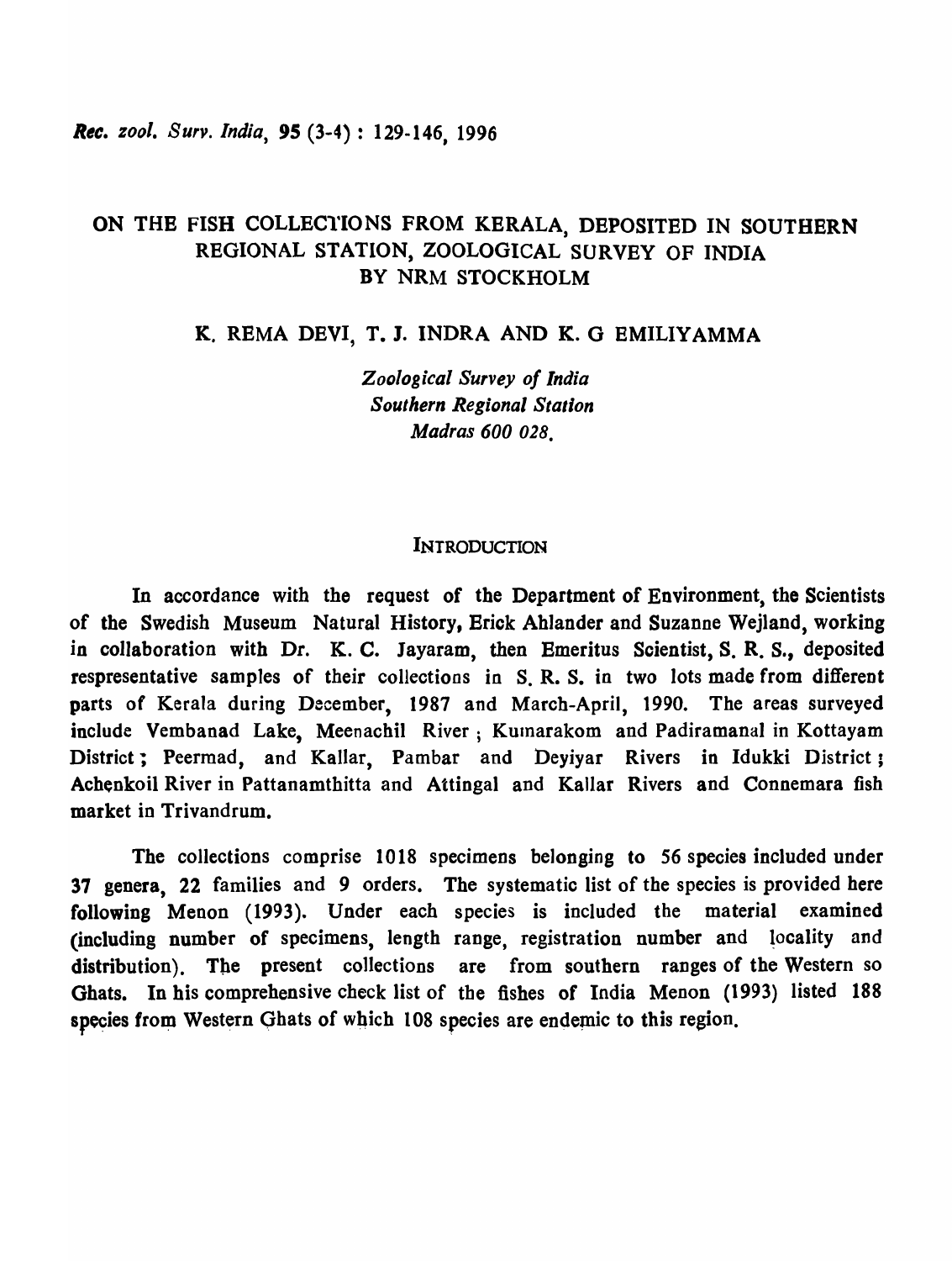# ON THE FISH COLLECTIONS FROM KERALA, DEPOSITED IN SOUTHERN REGIONAL STATION, ZOOLOGICAL SURVEY OF INDIA BY NRM STOCKHOLM

K. REMA DEVI, T. J. INDRA AND K. G EMILIYAMMA

*Zoological Survey of India*
*Southern Regional Station*
*Madras 600 028.*

## INTRODUCTION

In accordance with the request of the Department of Environment, the Scientists of the Swedish Museum Natural History, Erick Ahlander and Suzanne Wejland, working in collaboration with Dr. K. C. Jayaram, then Emeritus Scientist, S. R. S., deposited respresentative samples of their collections in S. R. S. in two lots made from different parts of Kerala during December, 1987 and March-April, 1990. The areas surveyed include Vembanad Lake, Meenachil River ; Kumarakom and Padiramanal in Kottayam District ; Peermad, and Kallar, Pambar and Deyiyar Rivers in Idukki District ; Achenkoil River in Pattanamthitta and Attingal and Kallar Rivers and Connemara fish market in Trivandrum.

The collections comprise 1018 specimens belonging to 56 species included under 37 genera, 22 families and 9 orders. The systematic list of the species is provided here following Menon (1993). Under each species is included the material examined (including number of specimens, length range, registration number and locality and distribution). The present collections are from southern ranges of the Western so Ghats. In his comprehensive check list of the fishes of India Menon (1993) listed 188 species from Western Ghats of which 108 species are endemic to this region.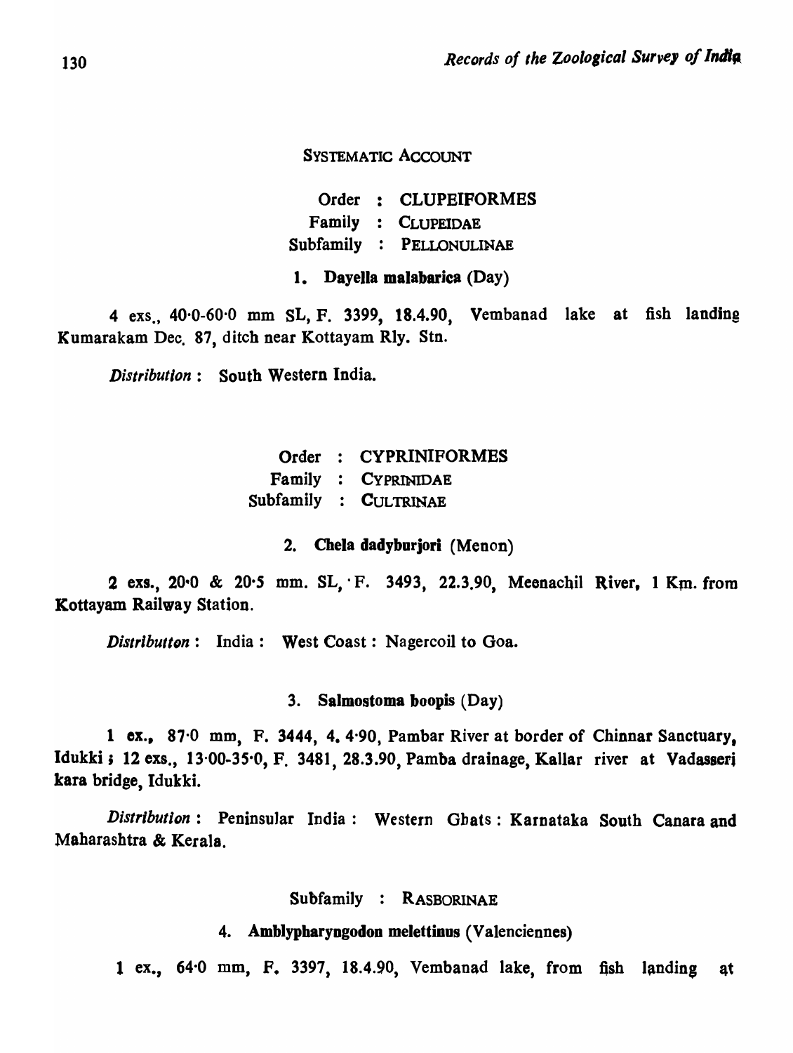## SYSTEMATIC ACCOUNT

Order : CLUPEIFORMES
Family : CLUPEIDAE
Subfamily : PELLONULINAE

### 1. **Dayella malabarica** (Day)

4 exs., 40·0-60·0 mm SL, F. 3399, 18.4.90, Vembanad lake at fish landing Kumarakam Dec. 87, ditch near Kottayam Rly. Stn.

*Distribution* : South Western India.

Order : CYPRINIFORMES
Family : CYPRINIDAE
Subfamily : CULTRINAE

### 2. **Chela dadyburjori** (Menon)

2 exs., 20·0 & 20·5 mm. SL, F. 3493, 22.3.90, Meenachil River, 1 Km. from Kottayam Railway Station.

*Distribution* : India : West Coast : Nagercoil to Goa.

### 3. **Salmostoma boopis** (Day)

1 ex., 87·0 mm, F. 3444, 4. 4·90, Pambar River at border of Chinnar Sanctuary, Idukki ; 12 exs., 13·00-35·0, F. 3481, 28.3.90, Pamba drainage, Kallar river at Vadasseri kara bridge, Idukki.

*Distribution* : Peninsular India : Western Ghats : Karnataka South Canara and Maharashtra & Kerala.

Subfamily : RASBORINAE

### 4. **Amblypharyngodon melettinus** (Valenciennes)

1 ex., 64·0 mm, F. 3397, 18.4.90, Vembanad lake, from fish landing at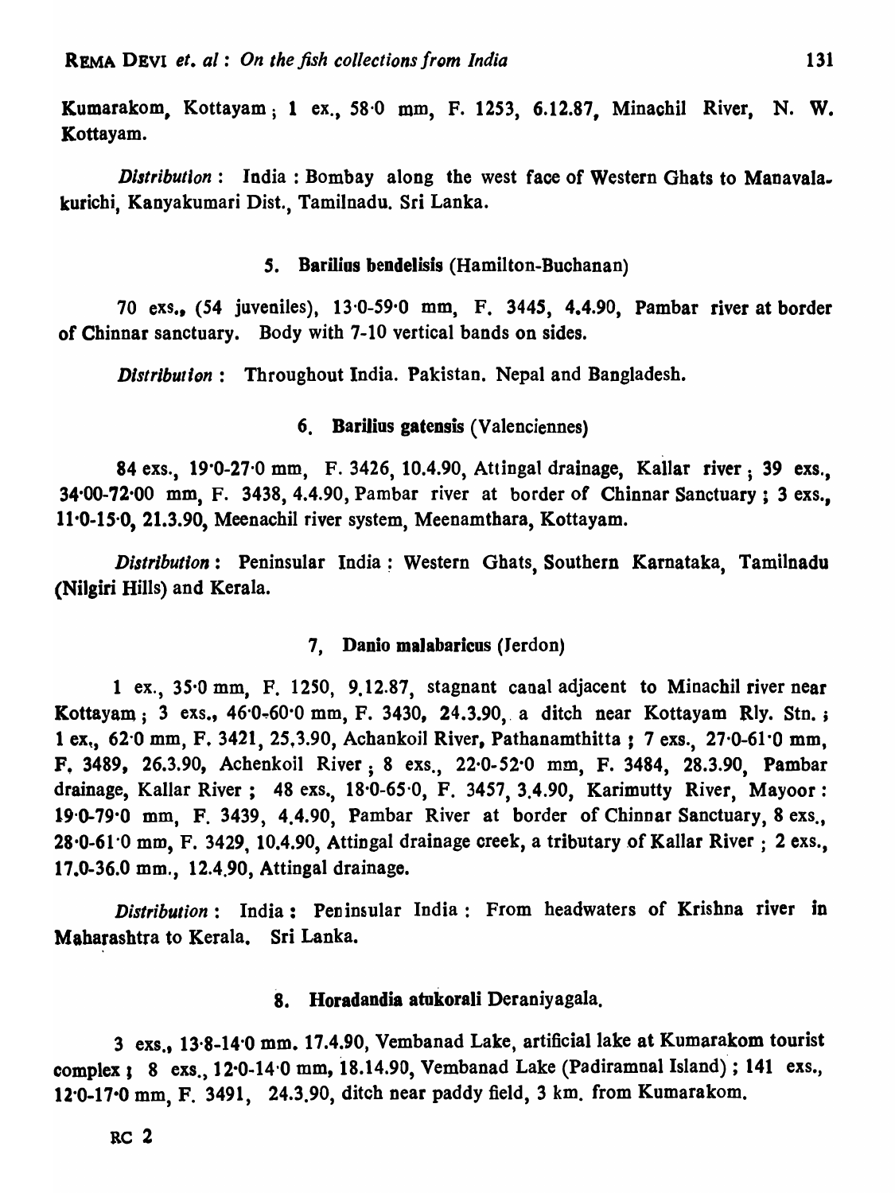Kumarakom, Kottayam; 1 ex., 58·0 mm, F. 1253, 6.12.87, Minachil River, N. W. Kottayam.

*Distribution* : India : Bombay along the west face of Western Ghats to Manavalakurichi, Kanyakumari Dist., Tamilnadu. Sri Lanka.

### 5. **Barilius bendelisis** (Hamilton-Buchanan)

70 exs., (54 juveniles), 13·0-59·0 mm, F. 3445, 4.4.90, Pambar river at border of Chinnar sanctuary. Body with 7-10 vertical bands on sides.

*Distribution* : Throughout India. Pakistan. Nepal and Bangladesh.

### 6. **Barilius gatensis** (Valenciennes)

84 exs., 19·0-27·0 mm, F. 3426, 10.4.90, Attingal drainage, Kallar river; 39 exs., 34·00-72·00 mm, F. 3438, 4.4.90, Pambar river at border of Chinnar Sanctuary; 3 exs., 11·0-15·0, 21.3.90, Meenachil river system, Meenamthara, Kottayam.

*Distribution* : Peninsular India : Western Ghats, Southern Karnataka, Tamilnadu (Nilgiri Hills) and Kerala.

### 7. **Danio malabaricus** (Jerdon)

1 ex., 35·0 mm, F. 1250, 9.12.87, stagnant canal adjacent to Minachil river near Kottayam; 3 exs., 46·0-60·0 mm, F. 3430, 24.3.90, a ditch near Kottayam Rly. Stn.; 1 ex., 62·0 mm, F. 3421, 25.3.90, Achankoil River, Pathanamthitta; 7 exs., 27·0-61·0 mm, F. 3489, 26.3.90, Achenkoil River; 8 exs., 22·0-52·0 mm, F. 3484, 28.3.90, Pambar drainage, Kallar River; 48 exs., 18·0-65·0, F. 3457, 3.4.90, Karimutty River, Mayoor: 19·0-79·0 mm, F. 3439, 4.4.90, Pambar River at border of Chinnar Sanctuary, 8 exs., 28·0-61·0 mm, F. 3429, 10.4.90, Attingal drainage creek, a tributary of Kallar River; 2 exs., 17.0-36.0 mm., 12.4.90, Attingal drainage.

*Distribution* : India : Peninsular India : From headwaters of Krishna river in Maharashtra to Kerala. Sri Lanka.

### 8. **Horadandia atukorali** Deraniyagala.

3 exs., 13·8-14·0 mm. 17.4.90, Vembanad Lake, artificial lake at Kumarakom tourist complex; 8 exs., 12·0-14·0 mm, 18.14.90, Vembanad Lake (Padiramnal Island); 141 exs., 12·0-17·0 mm, F. 3491, 24.3.90, ditch near paddy field, 3 km. from Kumarakom.

RC 2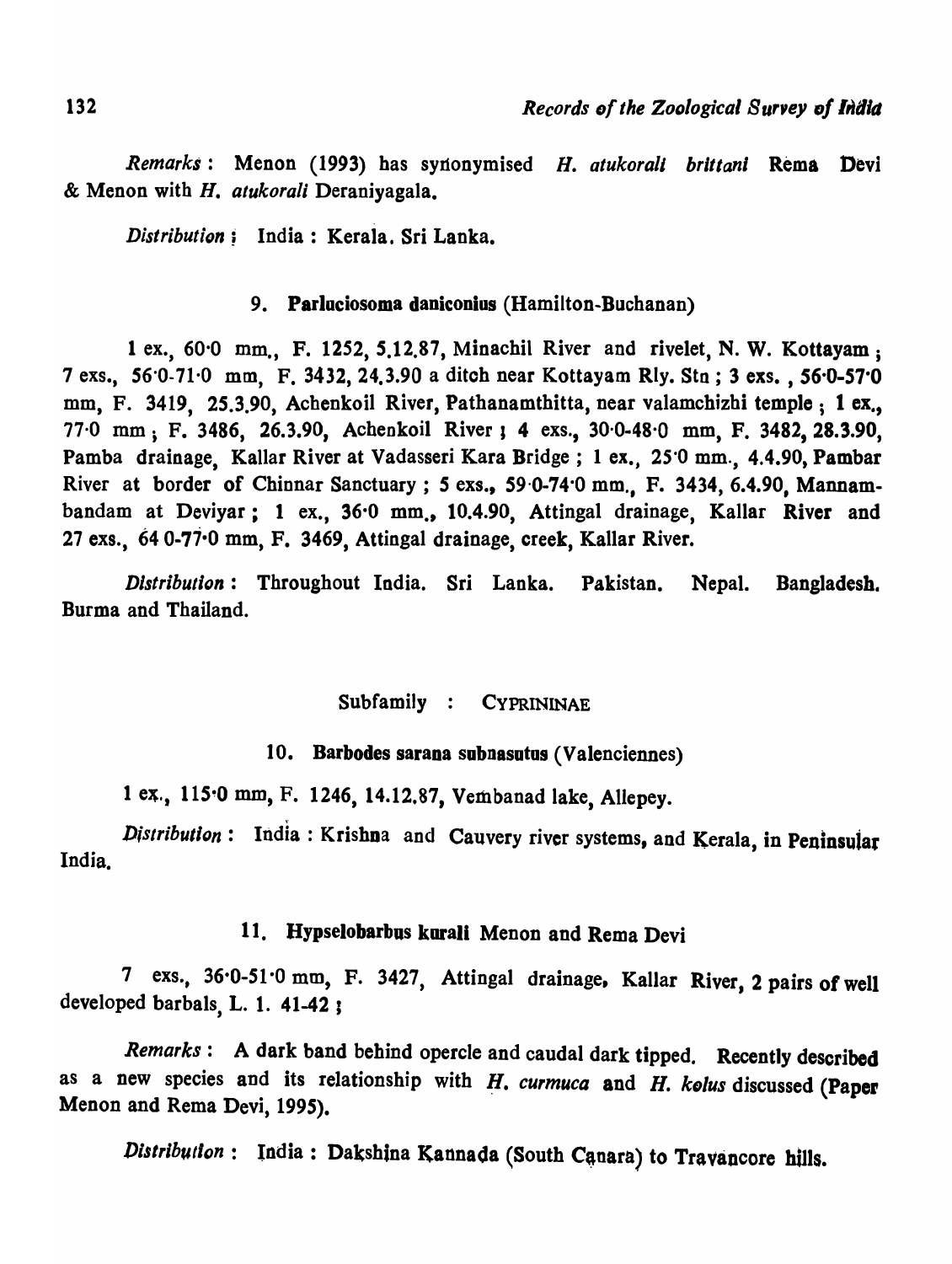*Remarks* : Menon (1993) has synonymised *H. atukorali brittani* Rema Devi & Menon with *H. atukorali* Deraniyagala.

*Distribution* : India : Kerala. Sri Lanka.

### 9. **Parluciosoma daniconius** (Hamilton-Buchanan)

1 ex., 60·0 mm., F. 1252, 5.12.87, Minachil River and rivelet, N. W. Kottayam ; 7 exs., 56·0-71·0 mm, F. 3432, 24.3.90 a ditch near Kottayam Rly. Stn ; 3 exs. , 56·0-57·0 mm, F. 3419, 25.3.90, Achenkoil River, Pathanamthitta, near valamchizhi temple ; 1 ex., 77·0 mm ; F. 3486, 26.3.90, Achenkoil River ; 4 exs., 30·0-48·0 mm, F. 3482, 28.3.90, Pamba drainage, Kallar River at Vadasseri Kara Bridge ; 1 ex., 25·0 mm., 4.4.90, Pambar River at border of Chinnar Sanctuary ; 5 exs., 59·0-74·0 mm., F. 3434, 6.4.90, Mannambandam at Deviyar ; 1 ex., 36·0 mm., 10.4.90, Attingal drainage, Kallar River and 27 exs., 64 0-77·0 mm, F. 3469, Attingal drainage, creek, Kallar River.

*Distribution* : Throughout India. Sri Lanka. Pakistan. Nepal. Bangladesh. Burma and Thailand.

## Subfamily : CYPRININAE

### 10. **Barbodes sarana subnasutus** (Valenciennes)

1 ex., 115·0 mm, F. 1246, 14.12.87, Vembanad lake, Allepey.

*Distribution* : India : Krishna and Cauvery river systems, and Kerala, in Peninsular India.

### 11. **Hypselobarbus kurali** Menon and Rema Devi

7 exs., 36·0-51·0 mm, F. 3427, Attingal drainage, Kallar River, 2 pairs of well developed barbals, L. 1. 41-42 ;

*Remarks* : A dark band behind opercle and caudal dark tipped. Recently described as a new species and its relationship with *H. curmuca* and *H. kolus* discussed (Paper Menon and Rema Devi, 1995).

*Distribution* : India : Dakshina Kannada (South Canara) to Travancore hills.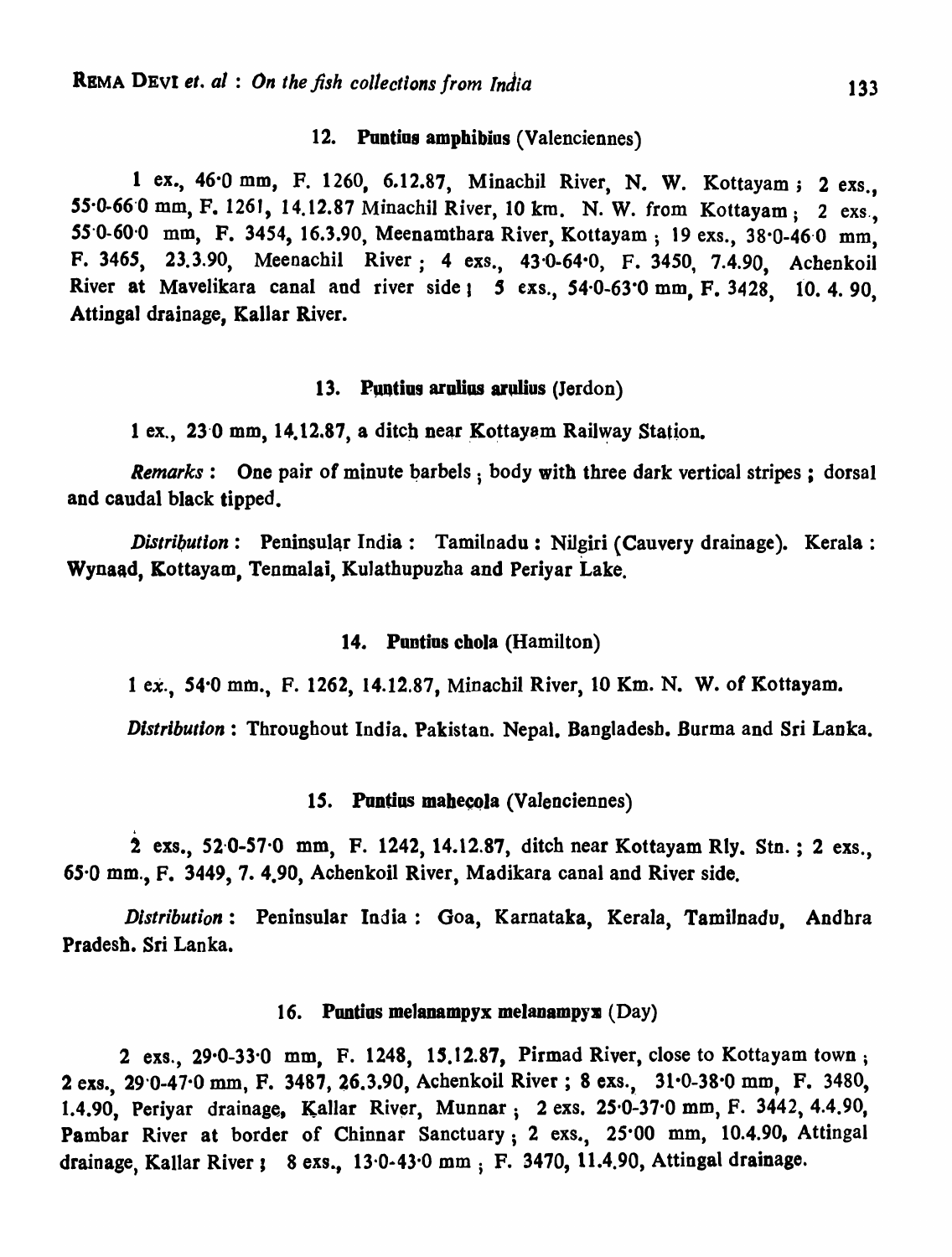### 12. Puntius amphibius (Valenciennes)

1 ex., 46·0 mm, F. 1260, 6.12.87, Minachil River, N. W. Kottayam ; 2 exs., 55·0-66·0 mm, F. 1261, 14.12.87 Minachil River, 10 km. N. W. from Kottayam ; 2 exs., 55·0-60·0 mm, F. 3454, 16.3.90, Meenamthara River, Kottayam ; 19 exs., 38·0-46·0 mm, F. 3465, 23.3.90, Meenachil River ; 4 exs., 43·0-64·0, F. 3450, 7.4.90, Achenkoil River at Mavelikara canal and river side ; 5 exs., 54·0-63·0 mm, F. 3428, 10. 4. 90, Attingal drainage, Kallar River.

### 13. Puntius arulius arulius (Jerdon)

1 ex., 23·0 mm, 14.12.87, a ditch near Kottayam Railway Station.

*Remarks* : One pair of minute barbels ; body with three dark vertical stripes ; dorsal and caudal black tipped.

*Distribution* : Peninsular India : Tamilnadu : Nilgiri (Cauvery drainage). Kerala : Wynaad, Kottayam, Tenmalai, Kulathupuzha and Periyar Lake.

### 14. Puntius chola (Hamilton)

1 ex., 54·0 mm., F. 1262, 14.12.87, Minachil River, 10 Km. N. W. of Kottayam.

*Distribution* : Throughout India. Pakistan. Nepal. Bangladesh. Burma and Sri Lanka.

### 15. Puntius mahecola (Valenciennes)

2 exs., 52·0-57·0 mm, F. 1242, 14.12.87, ditch near Kottayam Rly. Stn. ; 2 exs., 65·0 mm., F. 3449, 7. 4.90, Achenkoil River, Madikara canal and River side.

*Distribution* : Peninsular India : Goa, Karnataka, Kerala, Tamilnadu, Andhra Pradesh. Sri Lanka.

### 16. Puntius melanampyx melanampyx (Day)

2 exs., 29·0-33·0 mm, F. 1248, 15.12.87, Pirmad River, close to Kottayam town ; 2 exs., 29·0-47·0 mm, F. 3487, 26.3.90, Achenkoil River ; 8 exs., 31·0-38·0 mm, F. 3480, 1.4.90, Periyar drainage, Kallar River, Munnar ; 2 exs. 25·0-37·0 mm, F. 3442, 4.4.90, Pambar River at border of Chinnar Sanctuary ; 2 exs., 25·00 mm, 10.4.90, Attingal drainage, Kallar River ; 8 exs., 13·0-43·0 mm ; F. 3470, 11.4.90, Attingal drainage.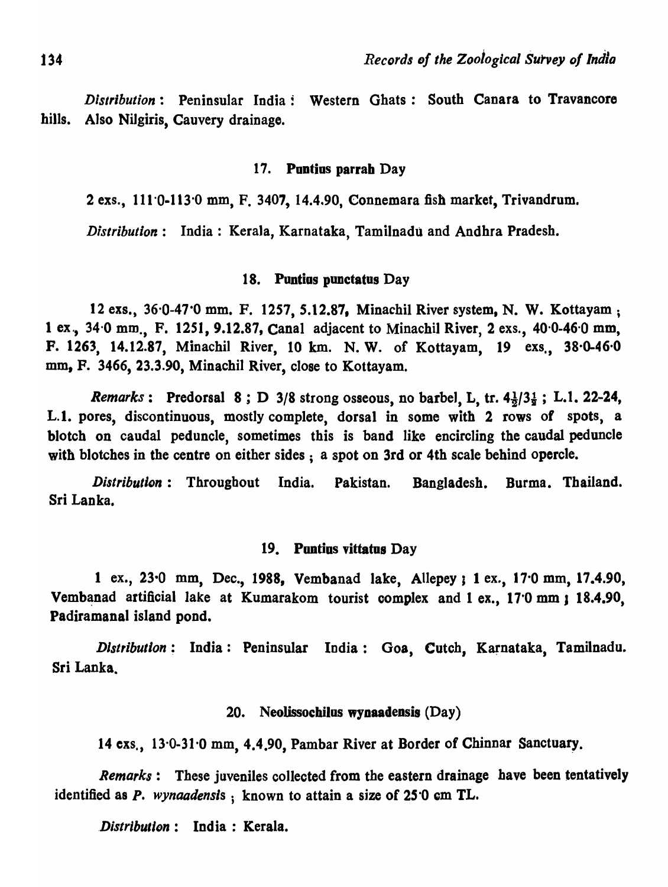*Distribution*: Peninsular India: Western Ghats: South Canara to Travancore hills. Also Nilgiris, Cauvery drainage.

### 17. **Puntius parrah** Day

2 exs., 111·0-113·0 mm, F. 3407, 14.4.90, Connemara fish market, Trivandrum.

*Distribution*: India: Kerala, Karnataka, Tamilnadu and Andhra Pradesh.

### 18. **Puntius punctatus** Day

12 exs., 36·0-47·0 mm. F. 1257, 5.12.87, Minachil River system, N. W. Kottayam; 1 ex., 34·0 mm., F. 1251, 9.12.87, Canal adjacent to Minachil River, 2 exs., 40·0-46·0 mm, F. 1263, 14.12.87, Minachil River, 10 km. N. W. of Kottayam, 19 exs., 38·0-46·0 mm, F. 3466, 23.3.90, Minachil River, close to Kottayam.

*Remarks*: Predorsal 8; D 3/8 strong osseous, no barbel, L, tr. $4\frac{1}{2}/3\frac{1}{2}$; L.1. 22-24, L.1. pores, discontinuous, mostly complete, dorsal in some with 2 rows of spots, a blotch on caudal peduncle, sometimes this is band like encircling the caudal peduncle with blotches in the centre on either sides; a spot on 3rd or 4th scale behind opercle.

*Distribution*: Throughout India. Pakistan. Bangladesh. Burma. Thailand. Sri Lanka.

### 19. **Puntius vittatus** Day

1 ex., 23·0 mm, Dec., 1988, Vembanad lake, Allepey; 1 ex., 17·0 mm, 17.4.90, Vembanad artificial lake at Kumarakom tourist complex and 1 ex., 17·0 mm; 18.4.90, Padiramanal island pond.

*Distribution*: India: Peninsular India: Goa, Cutch, Karnataka, Tamilnadu. Sri Lanka.

### 20. **Neolissochilus wynaadensis** (Day)

14 exs., 13·0-31·0 mm, 4.4.90, Pambar River at Border of Chinnar Sanctuary.

*Remarks*: These juveniles collected from the eastern drainage have been tentatively identified as *P. wynaadensis*; known to attain a size of 25·0 cm TL.

*Distribution*: India: Kerala.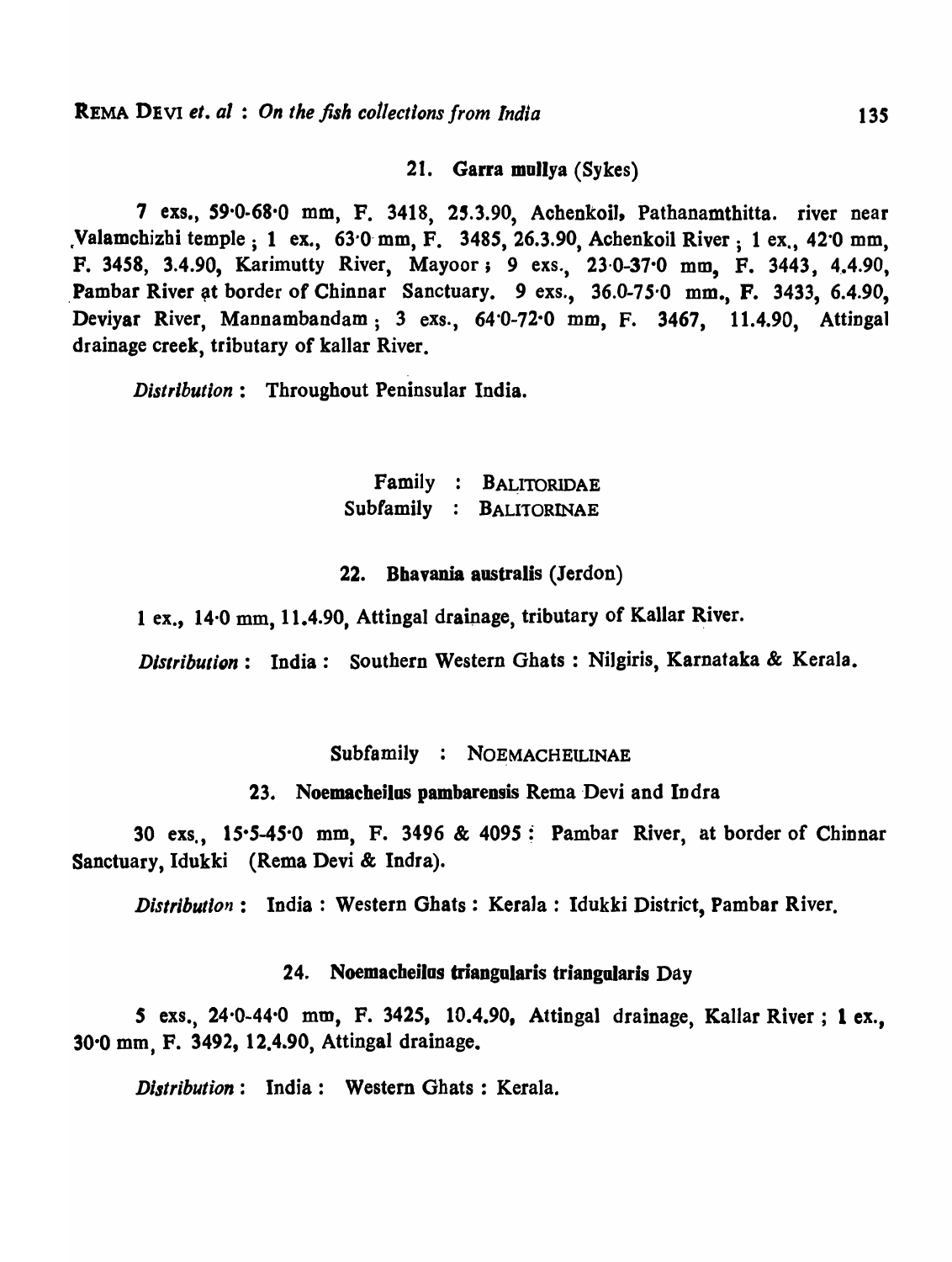### 21. Garra mullya (Sykes)

7 exs., 59·0-68·0 mm, F. 3418, 25.3.90, Achenkoil, Pathanamthitta. river near Valamchizhi temple ; 1 ex., 63·0 mm, F. 3485, 26.3.90, Achenkoil River ; 1 ex., 42·0 mm, F. 3458, 3.4.90, Karimutty River, Mayoor ; 9 exs., 23·0-37·0 mm, F. 3443, 4.4.90, Pambar River at border of Chinnar Sanctuary. 9 exs., 36.0-75·0 mm., F. 3433, 6.4.90, Deviyar River, Mannambandam ; 3 exs., 64·0-72·0 mm, F. 3467, 11.4.90, Attingal drainage creek, tributary of kallar River.

*Distribution* : Throughout Peninsular India.

Family : BALITORIDAE
Subfamily : BALITORINAE

### 22. Bhavania australis (Jerdon)

1 ex., 14·0 mm, 11.4.90, Attingal drainage, tributary of Kallar River.

*Distribution* : India : Southern Western Ghats : Nilgiris, Karnataka & Kerala.

Subfamily : NOEMACHEILINAE

### 23. Noemacheilus pambarensis Rema Devi and Indra

30 exs., 15·5-45·0 mm, F. 3496 & 4095 : Pambar River, at border of Chinnar Sanctuary, Idukki (Rema Devi & Indra).

*Distribution* : India : Western Ghats : Kerala : Idukki District, Pambar River.

### 24. Noemacheilus triangularis triangularis Day

5 exs., 24·0-44·0 mm, F. 3425, 10.4.90, Attingal drainage, Kallar River ; 1 ex., 30·0 mm, F. 3492, 12.4.90, Attingal drainage.

*Distribution* : India : Western Ghats : Kerala.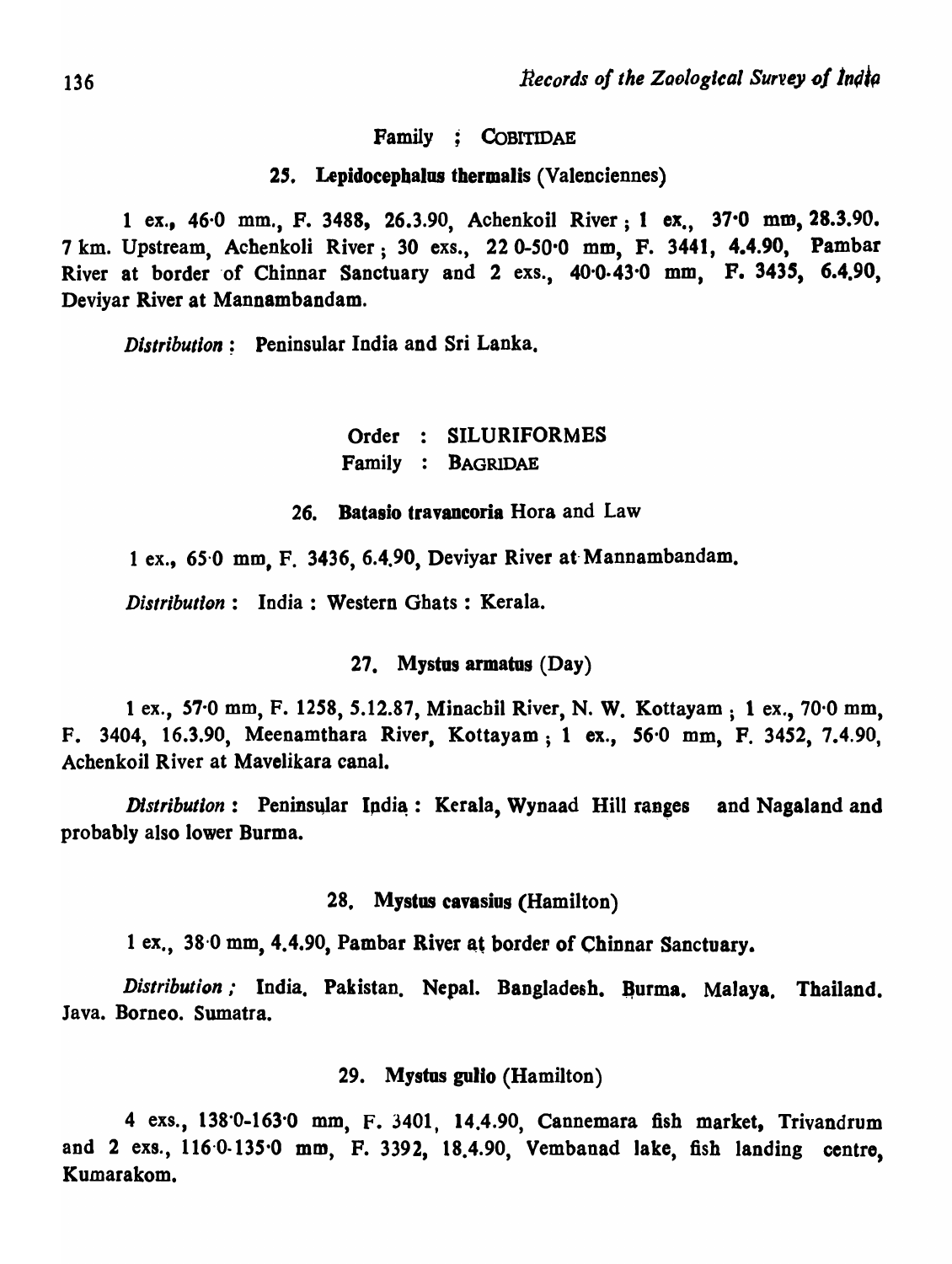Family ; COBITIDAE

### 25. **Lepidocephalus thermalis** (Valenciennes)

1 ex., 46·0 mm., F. 3488, 26.3.90, Achenkoil River ; 1 ex., 37·0 mm, 28.3.90. 7 km. Upstream, Achenkoli River ; 30 exs., 22 0-50·0 mm, F. 3441, 4.4.90, Pambar River at border of Chinnar Sanctuary and 2 exs., 40·0-43·0 mm, F. 3435, 6.4.90, Deviyar River at Mannambandam.

*Distribution* : Peninsular India and Sri Lanka.

Order : SILURIFORMES
Family : BAGRIDAE

### 26. **Batasio travancoria** Hora and Law

1 ex., 65·0 mm, F. 3436, 6.4.90, Deviyar River at Mannambandam.

*Distribution* : India : Western Ghats : Kerala.

### 27. **Mystus armatus** (Day)

1 ex., 57·0 mm, F. 1258, 5.12.87, Minachil River, N. W. Kottayam ; 1 ex., 70·0 mm, F. 3404, 16.3.90, Meenamthara River, Kottayam ; 1 ex., 56·0 mm, F. 3452, 7.4.90, Achenkoil River at Mavelikara canal.

*Distribution* : Peninsular India : Kerala, Wynaad Hill ranges and Nagaland and probably also lower Burma.

### 28. **Mystus cavasius** (Hamilton)

1 ex., 38·0 mm, 4.4.90, Pambar River at border of Chinnar Sanctuary.

*Distribution ;* India. Pakistan. Nepal. Bangladesh. Burma. Malaya. Thailand. Java. Borneo. Sumatra.

### 29. **Mystus gulio** (Hamilton)

4 exs., 138·0-163·0 mm, F. 3401, 14.4.90, Cannemara fish market, Trivandrum and 2 exs., 116·0-135·0 mm, F. 3392, 18.4.90, Vembanad lake, fish landing centre, Kumarakom.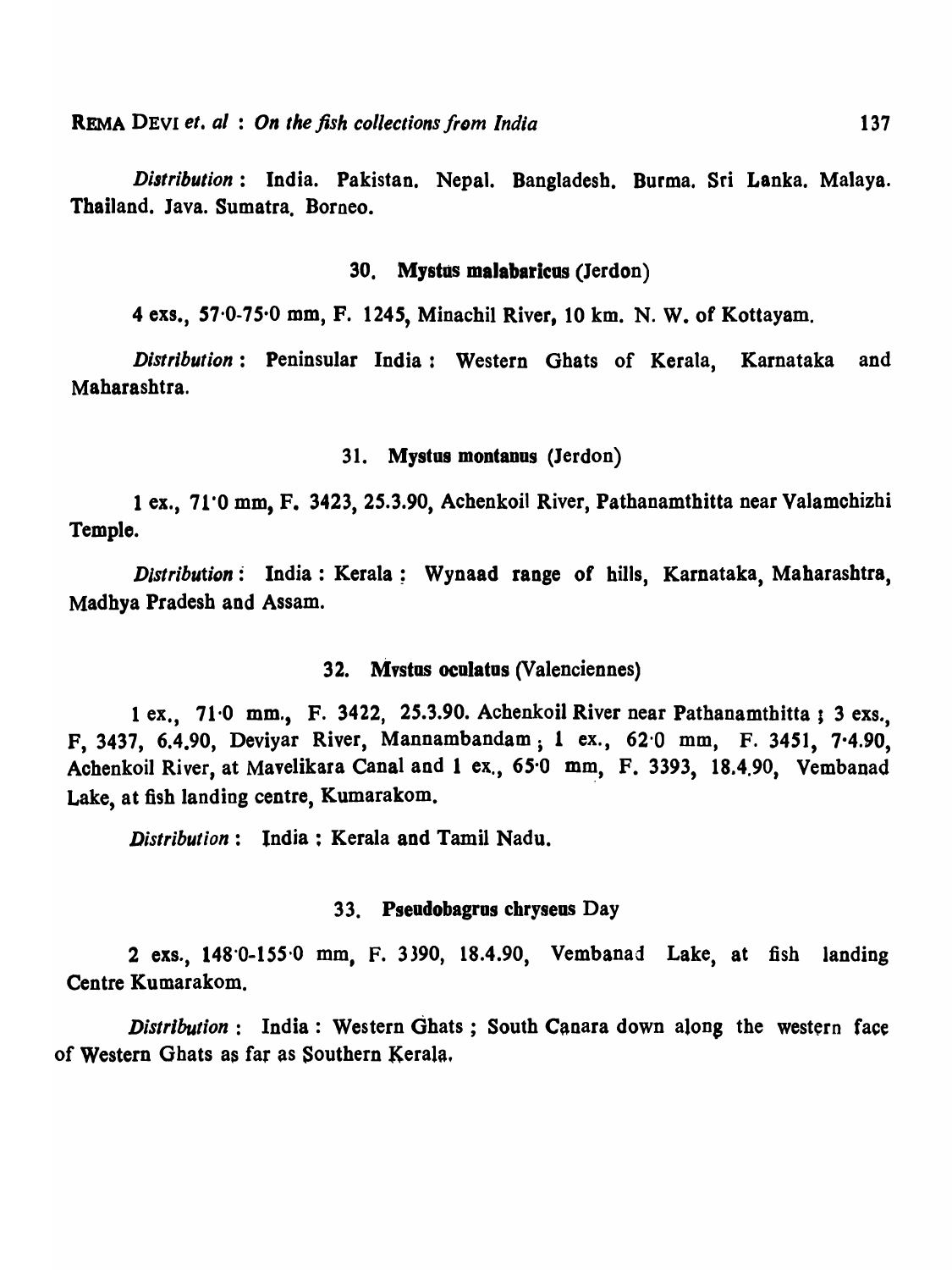*Distribution* : India. Pakistan. Nepal. Bangladesh. Burma. Sri Lanka. Malaya. Thailand. Java. Sumatra. Borneo.

### 30. **Mystus malabaricus** (Jerdon)

4 exs., 57·0-75·0 mm, F. 1245, Minachil River, 10 km. N. W. of Kottayam.

*Distribution* : Peninsular India : Western Ghats of Kerala, Karnataka and Maharashtra.

### 31. **Mystus montanus** (Jerdon)

1 ex., 71·0 mm, F. 3423, 25.3.90, Achenkoil River, Pathanamthitta near Valamchizhi Temple.

*Distribution* : India : Kerala : Wynaad range of hills, Karnataka, Maharashtra, Madhya Pradesh and Assam.

### 32. **Mvstus oculatus** (Valenciennes)

1 ex., 71·0 mm., F. 3422, 25.3.90. Achenkoil River near Pathanamthitta ; 3 exs., F, 3437, 6.4.90, Deviyar River, Mannambandam ; 1 ex., 62·0 mm, F. 3451, 7·4.90, Achenkoil River, at Mavelikara Canal and 1 ex., 65·0 mm, F. 3393, 18.4.90, Vembanad Lake, at fish landing centre, Kumarakom.

*Distribution* : India : Kerala and Tamil Nadu.

### 33. **Pseudobagrus chryseus** Day

2 exs., 148·0-155·0 mm, F. 3390, 18.4.90, Vembanad Lake, at fish landing Centre Kumarakom.

*Distribution* : India : Western Ghats ; South Canara down along the western face of Western Ghats as far as Southern Kerala.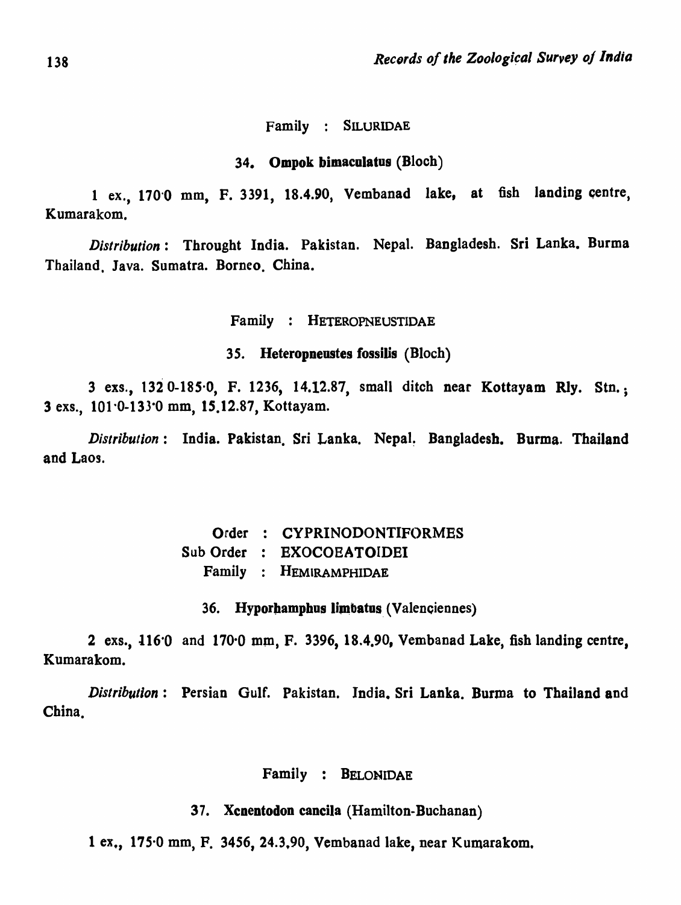Family : SILURIDAE

### 34. **Ompok bimaculatus** (Bloch)

1 ex., 170·0 mm, F. 3391, 18.4.90, Vembanad lake, at fish landing centre, Kumarakom.

*Distribution*: Throught India. Pakistan. Nepal. Bangladesh. Sri Lanka. Burma Thailand. Java. Sumatra. Borneo. China.

Family : HETEROPNEUSTIDAE

### 35. **Heteropneustes fossilis** (Bloch)

3 exs., 132·0-185·0, F. 1236, 14.12.87, small ditch near Kottayam Rly. Stn.; 3 exs., 101·0-133·0 mm, 15.12.87, Kottayam.

*Distribution*: India. Pakistan. Sri Lanka. Nepal. Bangladesh. Burma. Thailand and Laos.

Order : CYPRINODONTIFORMES
Sub Order : EXOCOEATOIDEI
Family : HEMIRAMPHIDAE

### 36. **Hyporhamphus limbatus** (Valenciennes)

2 exs., 116·0 and 170·0 mm, F. 3396, 18.4.90, Vembanad Lake, fish landing centre, Kumarakom.

*Distribution*: Persian Gulf. Pakistan. India. Sri Lanka. Burma to Thailand and China.

Family : BELONIDAE

### 37. **Xenentodon cancila** (Hamilton-Buchanan)

1 ex., 175·0 mm, F. 3456, 24.3.90, Vembanad lake, near Kumarakom.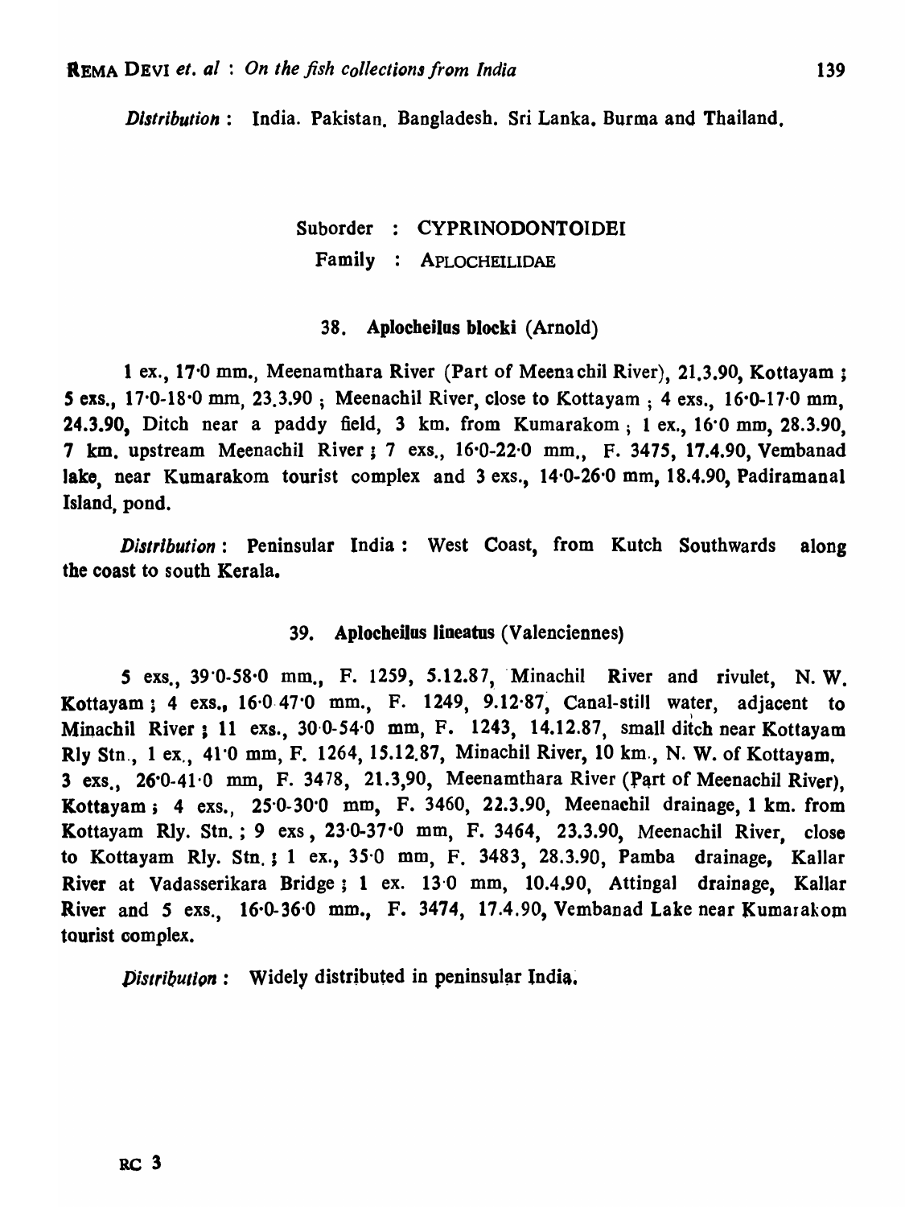*Distribution* : India. Pakistan. Bangladesh. Sri Lanka. Burma and Thailand.

Suborder : CYPRINODONTOIDEI

Family : APLOCHEILIDAE

### 38. Aplocheilus blocki (Arnold)

1 ex., 17·0 mm., Meenamthara River (Part of Meenachil River), 21.3.90, Kottayam ; 5 exs., 17·0-18·0 mm, 23.3.90 ; Meenachil River, close to Kottayam ; 4 exs., 16·0-17·0 mm, 24.3.90, Ditch near a paddy field, 3 km. from Kumarakom ; 1 ex., 16·0 mm, 28.3.90, 7 km. upstream Meenachil River ; 7 exs., 16·0-22·0 mm., F. 3475, 17.4.90, Vembanad lake, near Kumarakom tourist complex and 3 exs., 14·0-26·0 mm, 18.4.90, Padiramanal Island, pond.

*Distribution* : Peninsular India : West Coast, from Kutch Southwards along the coast to south Kerala.

### 39. Aplocheilus lineatus (Valenciennes)

5 exs., 39·0-58·0 mm., F. 1259, 5.12.87, Minachil River and rivulet, N. W. Kottayam ; 4 exs., 16·0-47·0 mm., F. 1249, 9.12·87, Canal-still water, adjacent to Minachil River ; 11 exs., 30·0-54·0 mm, F. 1243, 14.12.87, small ditch near Kottayam Rly Stn., 1 ex., 41·0 mm, F. 1264, 15.12.87, Minachil River, 10 km., N. W. of Kottayam. 3 exs., 26·0-41·0 mm, F. 3478, 21.3,90, Meenamthara River (Part of Meenachil River), Kottayam ; 4 exs., 25·0-30·0 mm, F. 3460, 22.3.90, Meenachil drainage, 1 km. from Kottayam Rly. Stn. ; 9 exs, 23·0-37·0 mm, F. 3464, 23.3.90, Meenachil River, close to Kottayam Rly. Stn. ; 1 ex., 35·0 mm, F. 3483, 28.3.90, Pamba drainage, Kallar River at Vadasserikara Bridge ; 1 ex. 13·0 mm, 10.4.90, Attingal drainage, Kallar River and 5 exs., 16·0-36·0 mm., F. 3474, 17.4.90, Vembanad Lake near Kumarakom tourist complex.

*Distribution* : Widely distributed in peninsular India.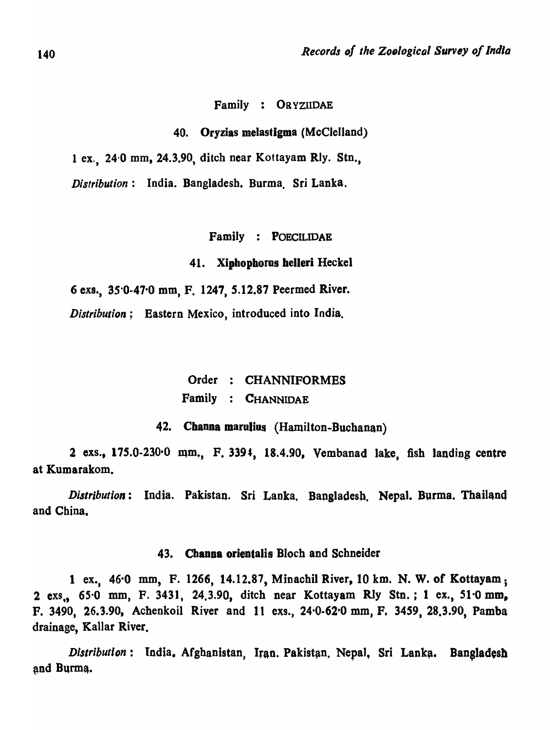Family : ORYZIIDAE

40. **Oryzias melastigma** (McClelland)

1 ex., 24·0 mm, 24.3.90, ditch near Kottayam Rly. Stn.,

*Distribution* : India. Bangladesh. Burma. Sri Lanka.

Family : POECILIDAE

41. **Xiphophorus helleri** Heckel

6 exs., 35·0-47·0 mm, F. 1247, 5.12.87 Peermed River.

*Distribution* : Eastern Mexico, introduced into India.

Order : CHANNIFORMES

Family : CHANNIDAE

42. **Channa marulius** (Hamilton-Buchanan)

2 exs., 175.0-230·0 mm., F. 3394, 18.4.90, Vembanad lake, fish landing centre at Kumarakom.

*Distribution* : India. Pakistan. Sri Lanka. Bangladesh. Nepal. Burma. Thailand and China.

43. **Channa orientalis** Bloch and Schneider

1 ex., 46·0 mm, F. 1266, 14.12.87, Minachil River, 10 km. N. W. of Kottayam; 2 exs., 65·0 mm, F. 3431, 24.3.90, ditch near Kottayam Rly Stn.; 1 ex., 51·0 mm, F. 3490, 26.3.90, Achenkoil River and 11 exs., 24·0-62·0 mm, F. 3459, 28.3.90, Pamba drainage, Kallar River.

*Distribution* : India. Afghanistan, Iran. Pakistan. Nepal, Sri Lanka. Bangladesh and Burma.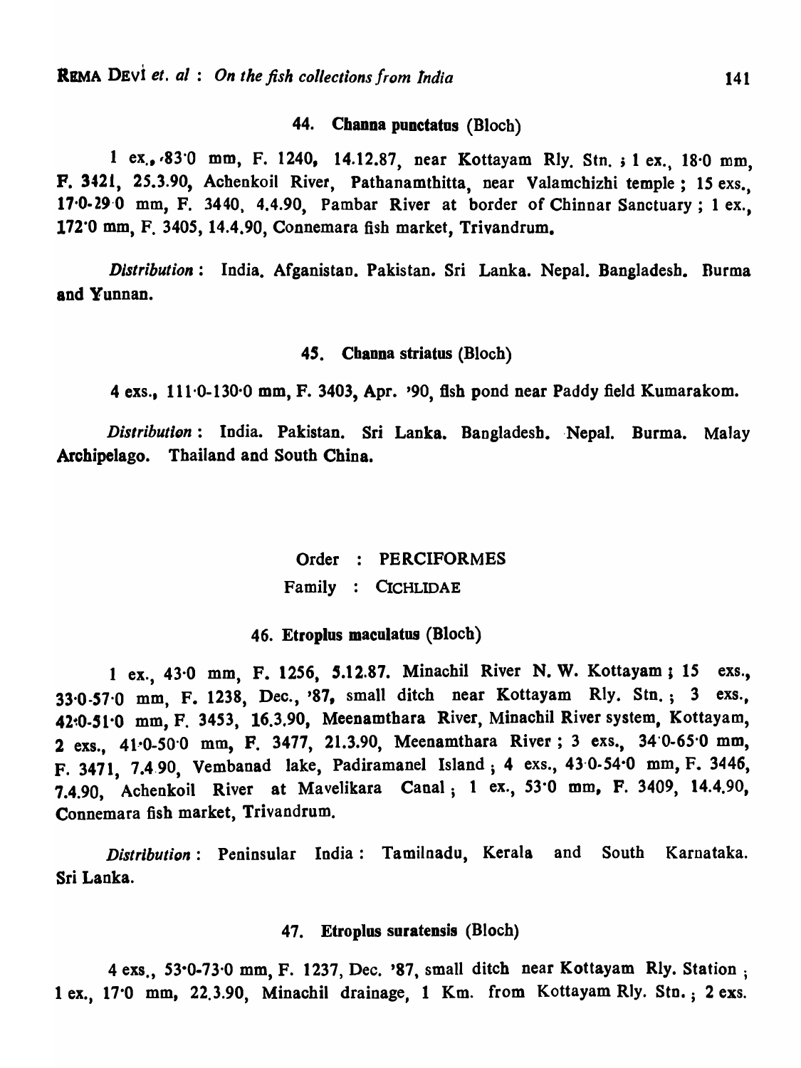### 44. Channa punctatus (Bloch)

1 ex., 83·0 mm, F. 1240, 14.12.87, near Kottayam Rly. Stn. ; 1 ex., 18·0 mm, F. 3421, 25.3.90, Achenkoil River, Pathanamthitta, near Valamchizhi temple ; 15 exs., 17·0-29·0 mm, F. 3440, 4.4.90, Pambar River at border of Chinnar Sanctuary ; 1 ex., 172·0 mm, F. 3405, 14.4.90, Connemara fish market, Trivandrum.

*Distribution* : India. Afganistan. Pakistan. Sri Lanka. Nepal. Bangladesh. Burma and Yunnan.

### 45. Channa striatus (Bloch)

4 exs., 111·0-130·0 mm, F. 3403, Apr. '90, fish pond near Paddy field Kumarakom.

*Distribution* : India. Pakistan. Sri Lanka. Bangladesh. Nepal. Burma. Malay Archipelago. Thailand and South China.

## Order : PERCIFORMES

## Family : CICHLIDAE

### 46. Etroplus maculatus (Bloch)

1 ex., 43·0 mm, F. 1256, 5.12.87. Minachil River N. W. Kottayam ; 15 exs., 33·0-57·0 mm, F. 1238, Dec., '87, small ditch near Kottayam Rly. Stn. ; 3 exs., 42·0-51·0 mm, F. 3453, 16.3.90, Meenamthara River, Minachil River system, Kottayam, 2 exs., 41·0-50·0 mm, F. 3477, 21.3.90, Meenamthara River ; 3 exs., 34·0-65·0 mm, F. 3471, 7.4.90, Vembanad lake, Padiramanel Island ; 4 exs., 43·0-54·0 mm, F. 3446, 7.4.90, Achenkoil River at Mavelikara Canal ; 1 ex., 53·0 mm, F. 3409, 14.4.90, Connemara fish market, Trivandrum.

*Distribution* : Peninsular India : Tamilnadu, Kerala and South Karnataka. Sri Lanka.

### 47. Etroplus suratensis (Bloch)

4 exs., 53·0-73·0 mm, F. 1237, Dec. '87, small ditch near Kottayam Rly. Station ; 1 ex., 17·0 mm, 22.3.90, Minachil drainage, 1 Km. from Kottayam Rly. Stn. ; 2 exs.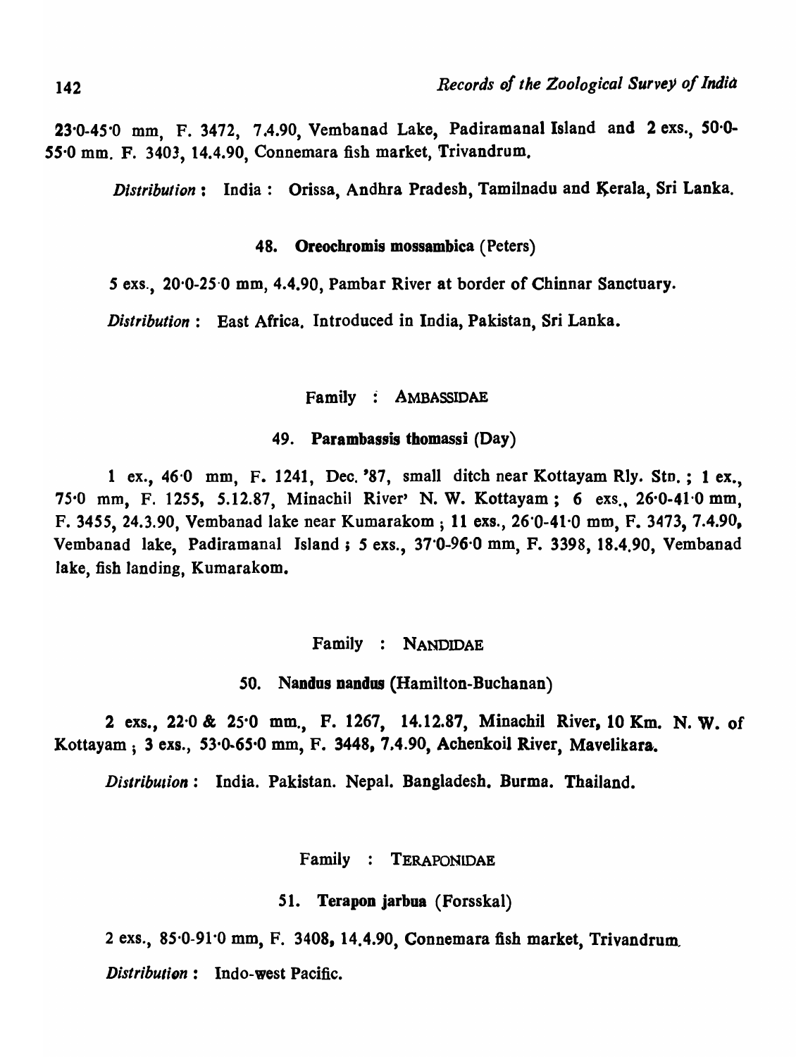23·0-45·0 mm, F. 3472, 7.4.90, Vembanad Lake, Padiramanal Island and 2 exs., 50·0-55·0 mm. F. 3403, 14.4.90, Connemara fish market, Trivandrum.

*Distribution* : India : Orissa, Andhra Pradesh, Tamilnadu and Kerala, Sri Lanka.

### 48. **Oreochromis mossambica** (Peters)

5 exs., 20·0-25·0 mm, 4.4.90, Pambar River at border of Chinnar Sanctuary.

*Distribution* : East Africa. Introduced in India, Pakistan, Sri Lanka.

## Family : AMBASSIDAE

### 49. **Parambassis thomassi** (Day)

1 ex., 46·0 mm, F. 1241, Dec. '87, small ditch near Kottayam Rly. Stn. ; 1 ex., 75·0 mm, F. 1255, 5.12.87, Minachil River' N. W. Kottayam ; 6 exs., 26·0-41·0 mm, F. 3455, 24.3.90, Vembanad lake near Kumarakom ; 11 exs., 26·0-41·0 mm, F. 3473, 7.4.90, Vembanad lake, Padiramanal Island ; 5 exs., 37·0-96·0 mm, F. 3398, 18.4.90, Vembanad lake, fish landing, Kumarakom.

## Family : NANDIDAE

### 50. **Nandus nandus** (Hamilton-Buchanan)

2 exs., 22·0 & 25·0 mm., F. 1267, 14.12.87, Minachil River, 10 Km. N. W. of Kottayam ; 3 exs., 53·0-65·0 mm, F. 3448, 7.4.90, Achenkoil River, Mavelikara.

*Distribution* : India. Pakistan. Nepal. Bangladesh. Burma. Thailand.

## Family : TERAPONIDAE

### 51. **Terapon jarbua** (Forsskal)

2 exs., 85·0-91·0 mm, F. 3408, 14.4.90, Connemara fish market, Trivandrum.

*Distribution* : Indo-west Pacific.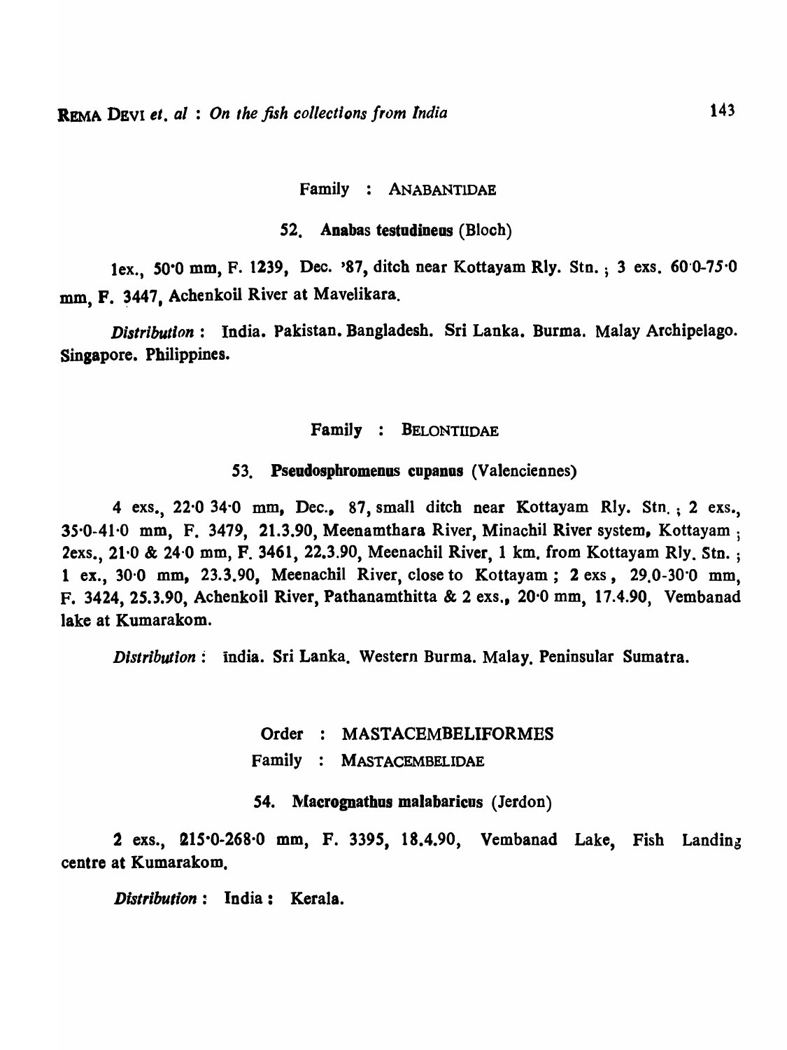Family : ANABANTIDAE

52. **Anabas testudineus** (Bloch)

1ex., 50·0 mm, F. 1239, Dec. '87, ditch near Kottayam Rly. Stn. ; 3 exs. 60·0-75·0 mm, F. 3447, Achenkoil River at Mavelikara.

*Distribution* : India. Pakistan. Bangladesh. Sri Lanka. Burma. Malay Archipelago. Singapore. Philippines.

Family : BELONTIIDAE

53. **Pseudosphromenus cupanus** (Valenciennes)

4 exs., 22·0 34·0 mm, Dec., 87, small ditch near Kottayam Rly. Stn. ; 2 exs., 35·0-41·0 mm, F. 3479, 21.3.90, Meenamthara River, Minachil River system, Kottayam ; 2exs., 21·0 & 24·0 mm, F. 3461, 22.3.90, Meenachil River, 1 km. from Kottayam Rly. Stn. ; 1 ex., 30·0 mm, 23.3.90, Meenachil River, close to Kottayam ; 2 exs, 29.0-30·0 mm, F. 3424, 25.3.90, Achenkoil River, Pathanamthitta & 2 exs., 20·0 mm, 17.4.90, Vembanad lake at Kumarakom.

*Distribution* : India. Sri Lanka. Western Burma. Malay. Peninsular Sumatra.

Order : MASTACEMBELIFORMES

Family : MASTACEMBELIDAE

54. **Macrognathus malabaricus** (Jerdon)

2 exs., 215·0-268·0 mm, F. 3395, 18.4.90, Vembanad Lake, Fish Landing centre at Kumarakom.

*Distribution* : India : Kerala.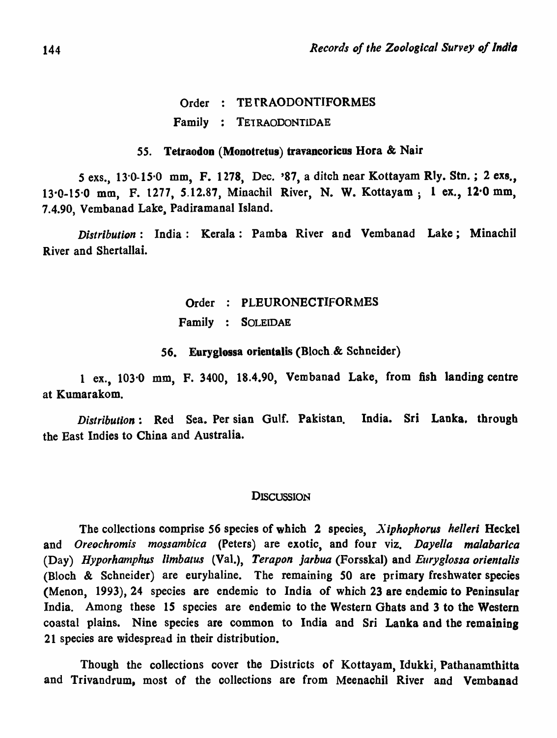Order : TETRAODONTIFORMES

Family : TETRAODONTIDAE

### 55. Tetraodon (Monotretus) travancoricus Hora & Nair

5 exs., 13·0-15·0 mm, F. 1278, Dec. '87, a ditch near Kottayam Rly. Stn. ; 2 exs., 13·0-15·0 mm, F. 1277, 5.12.87, Minachil River, N. W. Kottayam ; 1 ex., 12·0 mm, 7.4.90, Vembanad Lake, Padiramanal Island.

*Distribution* : India : Kerala : Pamba River and Vembanad Lake ; Minachil River and Shertallai.

Order : PLEURONECTIFORMES

Family : SOLEIDAE

### 56. Euryglossa orientalis (Bloch & Schneider)

1 ex., 103·0 mm, F. 3400, 18.4.90, Vembanad Lake, from fish landing centre at Kumarakom.

*Distribution* : Red Sea. Per sian Gulf. Pakistan. India. Sri Lanka. through the East Indies to China and Australia.

## DISCUSSION

The collections comprise 56 species of which 2 species, *Xiphophorus helleri* Heckel and *Oreochromis mossambica* (Peters) are exotic, and four viz. *Dayella malabarica* (Day) *Hyporhamphus limbatus* (Val.), *Terapon jarbua* (Forsskal) and *Euryglossa orientalis* (Bloch & Schneider) are euryhaline. The remaining 50 are primary freshwater species (Menon, 1993), 24 species are endemic to India of which 23 are endemic to Peninsular India. Among these 15 species are endemic to the Western Ghats and 3 to the Western coastal plains. Nine species are common to India and Sri Lanka and the remaining 21 species are widespread in their distribution.

Though the collections cover the Districts of Kottayam, Idukki, Pathanamthitta and Trivandrum, most of the collections are from Meenachil River and Vembanad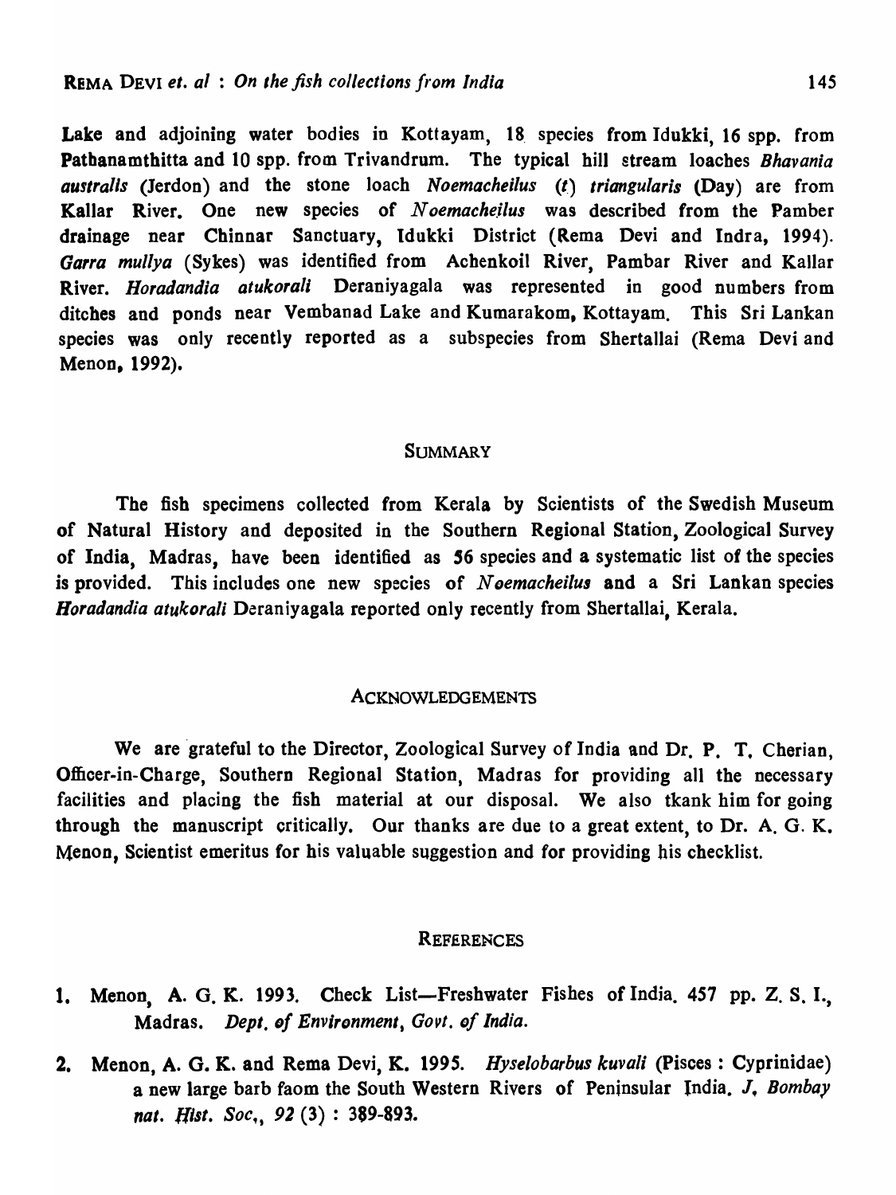Lake and adjoining water bodies in Kottayam, 18 species from Idukki, 16 spp. from Pathanamthitta and 10 spp. from Trivandrum. The typical hill stream loaches *Bhavania australis* (Jerdon) and the stone loach *Noemacheilus* (*t*) *triangularis* (Day) are from Kallar River. One new species of *Noemacheilus* was described from the Pamber drainage near Chinnar Sanctuary, Idukki District (Rema Devi and Indra, 1994). *Garra mullya* (Sykes) was identified from Achenkoil River, Pambar River and Kallar River. *Horadandia atukorali* Deraniyagala was represented in good numbers from ditches and ponds near Vembanad Lake and Kumarakom, Kottayam. This Sri Lankan species was only recently reported as a subspecies from Shertallai (Rema Devi and Menon, 1992).

## SUMMARY

The fish specimens collected from Kerala by Scientists of the Swedish Museum of Natural History and deposited in the Southern Regional Station, Zoological Survey of India, Madras, have been identified as 56 species and a systematic list of the species is provided. This includes one new species of *Noemacheilus* and a Sri Lankan species *Horadandia atukorali* Deraniyagala reported only recently from Shertallai, Kerala.

## ACKNOWLEDGEMENTS

We are grateful to the Director, Zoological Survey of India and Dr. P. T. Cherian, Officer-in-Charge, Southern Regional Station, Madras for providing all the necessary facilities and placing the fish material at our disposal. We also tkank him for going through the manuscript critically. Our thanks are due to a great extent, to Dr. A. G. K. Menon, Scientist emeritus for his valuable suggestion and for providing his checklist.

## REFERENCES

1. Menon, A. G. K. 1993. Check List—Freshwater Fishes of India. 457 pp. Z. S. I., Madras. *Dept. of Environment, Govt. of India.*

2. Menon, A. G. K. and Rema Devi, K. 1995. *Hyselobarbus kuvali* (Pisces : Cyprinidae) a new large barb faom the South Western Rivers of Peninsular India. *J. Bombay nat. Hist. Soc.*, *92* (3) : 389-893.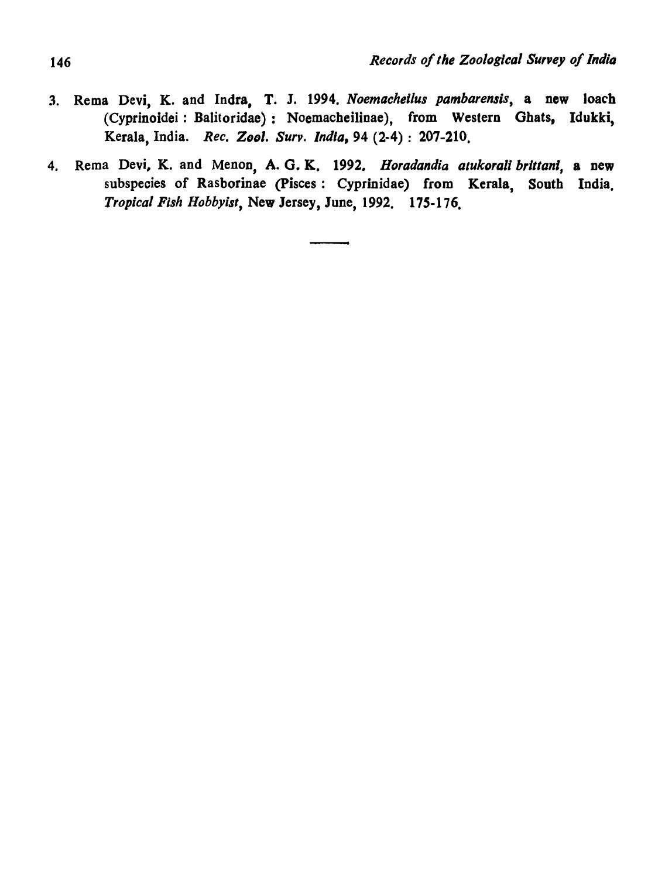3. Rema Devi, K. and Indra, T. J. 1994. *Noemacheilus pambarensis*, a new loach (Cyprinoidei : Balitoridae) : Noemacheilinae), from Western Ghats, Idukki, Kerala, India. *Rec. Zool. Surv. India*, 94 (2-4) : 207-210.

4. Rema Devi, K. and Menon, A. G. K. 1992. *Horadandia atukorali brittani*, a new subspecies of Rasborinae (Pisces : Cyprinidae) from Kerala, South India. *Tropical Fish Hobbyist*, New Jersey, June, 1992. 175-176.